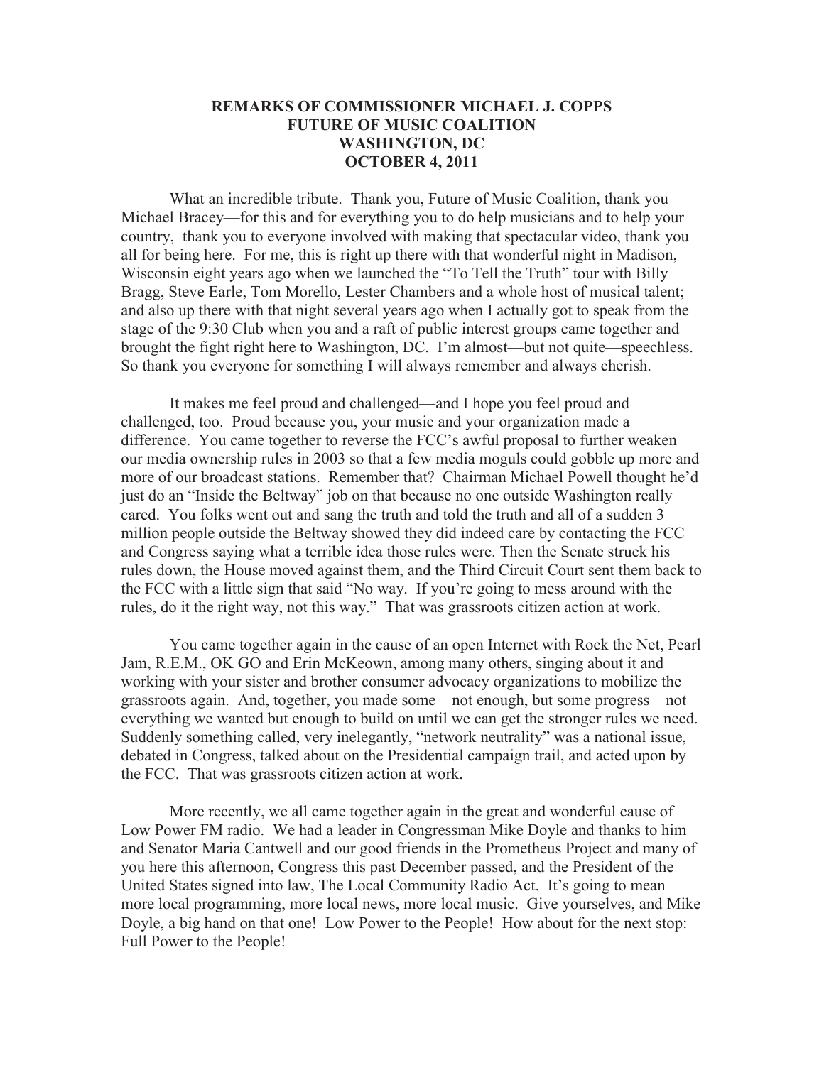# REMARKS OF COMMISSIONER MICHAEL J. COPPS
# FUTURE OF MUSIC COALITION
# WASHINGTON, DC
# OCTOBER 4, 2011

What an incredible tribute. Thank you, Future of Music Coalition, thank you Michael Bracey—for this and for everything you to do help musicians and to help your country, thank you to everyone involved with making that spectacular video, thank you all for being here. For me, this is right up there with that wonderful night in Madison, Wisconsin eight years ago when we launched the "To Tell the Truth" tour with Billy Bragg, Steve Earle, Tom Morello, Lester Chambers and a whole host of musical talent; and also up there with that night several years ago when I actually got to speak from the stage of the 9:30 Club when you and a raft of public interest groups came together and brought the fight right here to Washington, DC. I'm almost—but not quite—speechless. So thank you everyone for something I will always remember and always cherish.

It makes me feel proud and challenged—and I hope you feel proud and challenged, too. Proud because you, your music and your organization made a difference. You came together to reverse the FCC's awful proposal to further weaken our media ownership rules in 2003 so that a few media moguls could gobble up more and more of our broadcast stations. Remember that? Chairman Michael Powell thought he'd just do an "Inside the Beltway" job on that because no one outside Washington really cared. You folks went out and sang the truth and told the truth and all of a sudden 3 million people outside the Beltway showed they did indeed care by contacting the FCC and Congress saying what a terrible idea those rules were. Then the Senate struck his rules down, the House moved against them, and the Third Circuit Court sent them back to the FCC with a little sign that said "No way. If you're going to mess around with the rules, do it the right way, not this way." That was grassroots citizen action at work.

You came together again in the cause of an open Internet with Rock the Net, Pearl Jam, R.E.M., OK GO and Erin McKeown, among many others, singing about it and working with your sister and brother consumer advocacy organizations to mobilize the grassroots again. And, together, you made some—not enough, but some progress—not everything we wanted but enough to build on until we can get the stronger rules we need. Suddenly something called, very inelegantly, "network neutrality" was a national issue, debated in Congress, talked about on the Presidential campaign trail, and acted upon by the FCC. That was grassroots citizen action at work.

More recently, we all came together again in the great and wonderful cause of Low Power FM radio. We had a leader in Congressman Mike Doyle and thanks to him and Senator Maria Cantwell and our good friends in the Prometheus Project and many of you here this afternoon, Congress this past December passed, and the President of the United States signed into law, The Local Community Radio Act. It's going to mean more local programming, more local news, more local music. Give yourselves, and Mike Doyle, a big hand on that one! Low Power to the People! How about for the next stop: Full Power to the People!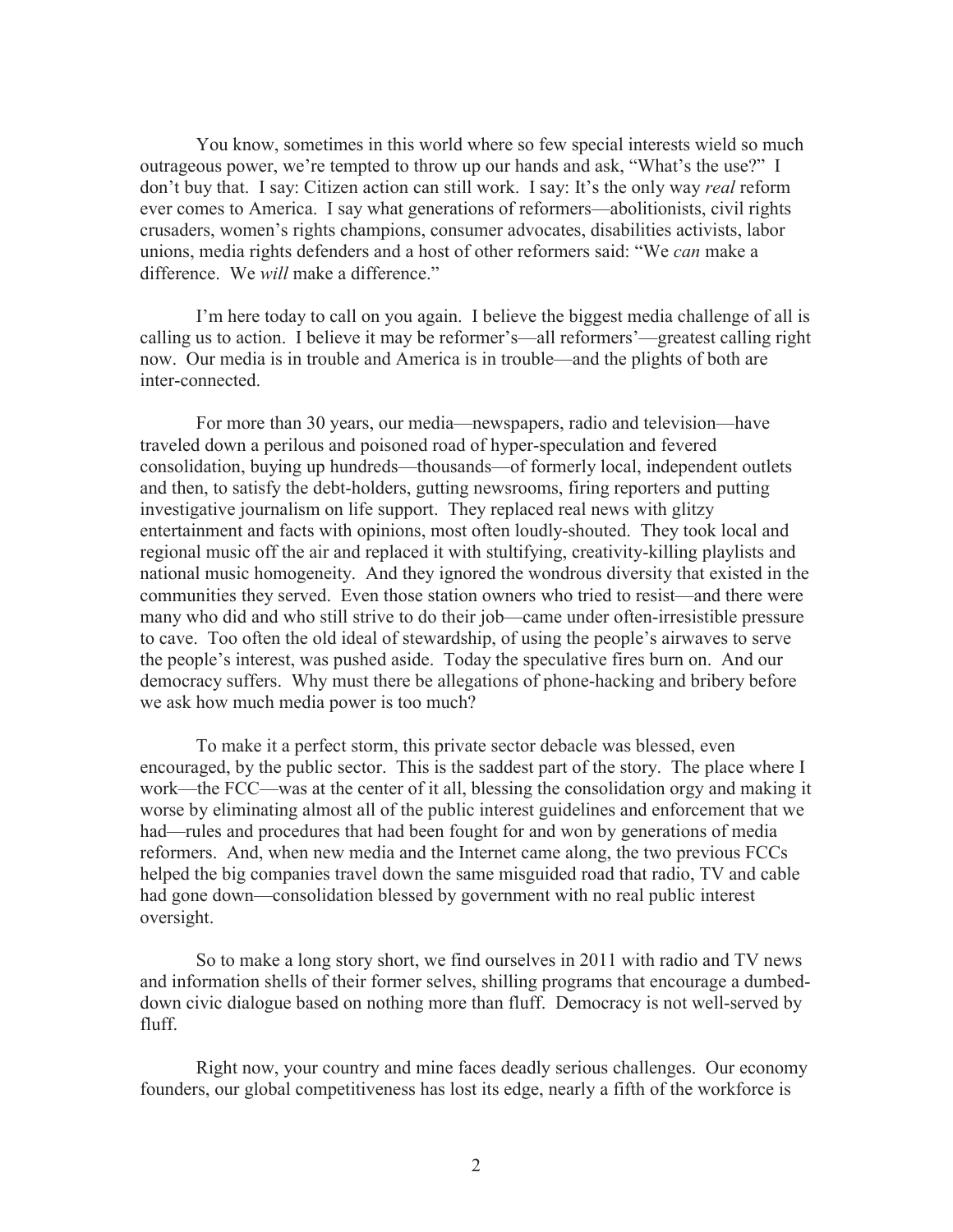You know, sometimes in this world where so few special interests wield so much outrageous power, we're tempted to throw up our hands and ask, "What's the use?" I don't buy that. I say: Citizen action can still work. I say: It's the only way *real* reform ever comes to America. I say what generations of reformers—abolitionists, civil rights crusaders, women's rights champions, consumer advocates, disabilities activists, labor unions, media rights defenders and a host of other reformers said: "We *can* make a difference. We *will* make a difference."

I'm here today to call on you again. I believe the biggest media challenge of all is calling us to action. I believe it may be reformer's—all reformers'—greatest calling right now. Our media is in trouble and America is in trouble—and the plights of both are inter-connected.

For more than 30 years, our media—newspapers, radio and television—have traveled down a perilous and poisoned road of hyper-speculation and fevered consolidation, buying up hundreds—thousands—of formerly local, independent outlets and then, to satisfy the debt-holders, gutting newsrooms, firing reporters and putting investigative journalism on life support. They replaced real news with glitzy entertainment and facts with opinions, most often loudly-shouted. They took local and regional music off the air and replaced it with stultifying, creativity-killing playlists and national music homogeneity. And they ignored the wondrous diversity that existed in the communities they served. Even those station owners who tried to resist—and there were many who did and who still strive to do their job—came under often-irresistible pressure to cave. Too often the old ideal of stewardship, of using the people's airwaves to serve the people's interest, was pushed aside. Today the speculative fires burn on. And our democracy suffers. Why must there be allegations of phone-hacking and bribery before we ask how much media power is too much?

To make it a perfect storm, this private sector debacle was blessed, even encouraged, by the public sector. This is the saddest part of the story. The place where I work—the FCC—was at the center of it all, blessing the consolidation orgy and making it worse by eliminating almost all of the public interest guidelines and enforcement that we had—rules and procedures that had been fought for and won by generations of media reformers. And, when new media and the Internet came along, the two previous FCCs helped the big companies travel down the same misguided road that radio, TV and cable had gone down—consolidation blessed by government with no real public interest oversight.

So to make a long story short, we find ourselves in 2011 with radio and TV news and information shells of their former selves, shilling programs that encourage a dumbed-down civic dialogue based on nothing more than fluff. Democracy is not well-served by fluff.

Right now, your country and mine faces deadly serious challenges. Our economy founders, our global competitiveness has lost its edge, nearly a fifth of the workforce is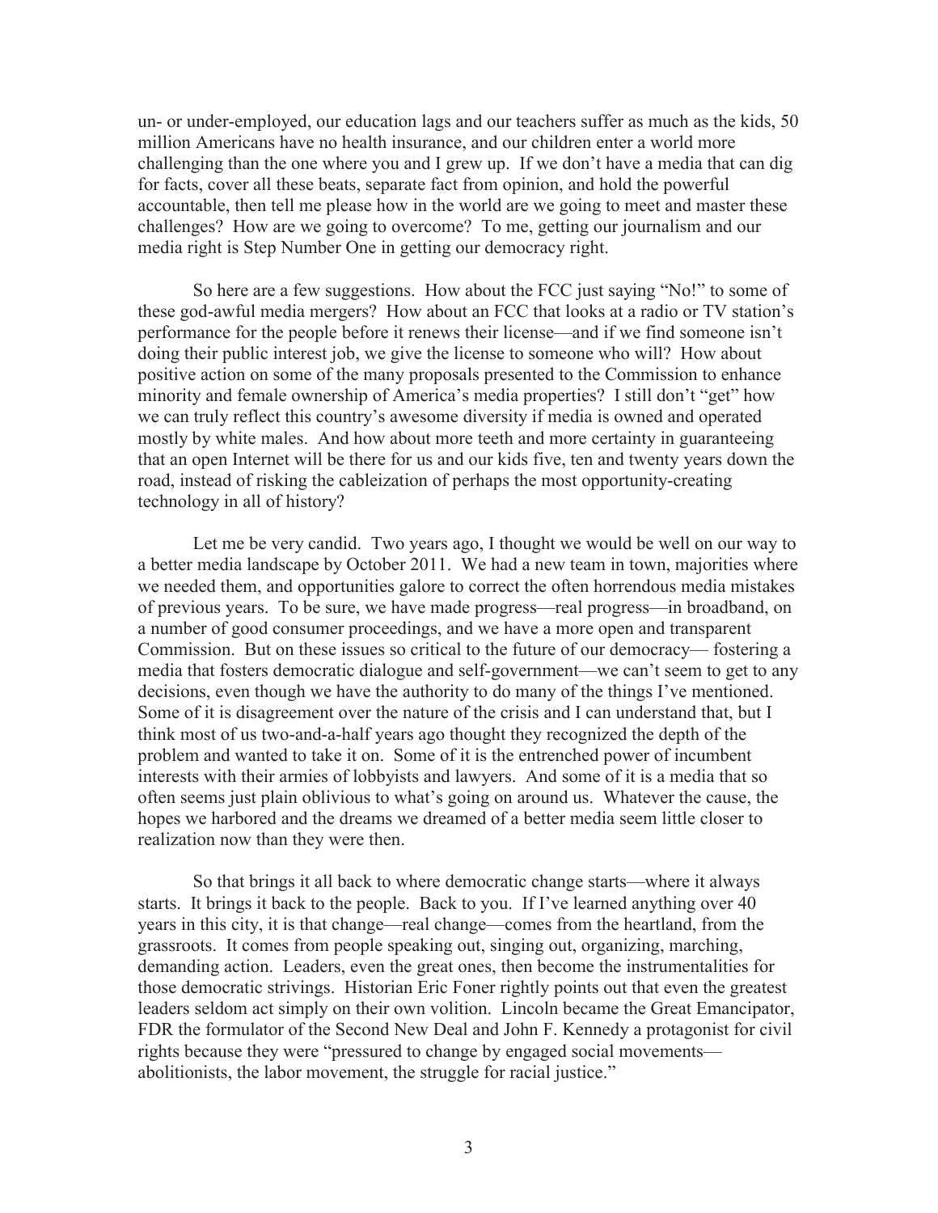un- or under-employed, our education lags and our teachers suffer as much as the kids, 50 million Americans have no health insurance, and our children enter a world more challenging than the one where you and I grew up. If we don't have a media that can dig for facts, cover all these beats, separate fact from opinion, and hold the powerful accountable, then tell me please how in the world are we going to meet and master these challenges? How are we going to overcome? To me, getting our journalism and our media right is Step Number One in getting our democracy right.

So here are a few suggestions. How about the FCC just saying "No!" to some of these god-awful media mergers? How about an FCC that looks at a radio or TV station's performance for the people before it renews their license—and if we find someone isn't doing their public interest job, we give the license to someone who will? How about positive action on some of the many proposals presented to the Commission to enhance minority and female ownership of America's media properties? I still don't "get" how we can truly reflect this country's awesome diversity if media is owned and operated mostly by white males. And how about more teeth and more certainty in guaranteeing that an open Internet will be there for us and our kids five, ten and twenty years down the road, instead of risking the cableization of perhaps the most opportunity-creating technology in all of history?

Let me be very candid. Two years ago, I thought we would be well on our way to a better media landscape by October 2011. We had a new team in town, majorities where we needed them, and opportunities galore to correct the often horrendous media mistakes of previous years. To be sure, we have made progress—real progress—in broadband, on a number of good consumer proceedings, and we have a more open and transparent Commission. But on these issues so critical to the future of our democracy— fostering a media that fosters democratic dialogue and self-government—we can't seem to get to any decisions, even though we have the authority to do many of the things I've mentioned. Some of it is disagreement over the nature of the crisis and I can understand that, but I think most of us two-and-a-half years ago thought they recognized the depth of the problem and wanted to take it on. Some of it is the entrenched power of incumbent interests with their armies of lobbyists and lawyers. And some of it is a media that so often seems just plain oblivious to what's going on around us. Whatever the cause, the hopes we harbored and the dreams we dreamed of a better media seem little closer to realization now than they were then.

So that brings it all back to where democratic change starts—where it always starts. It brings it back to the people. Back to you. If I've learned anything over 40 years in this city, it is that change—real change—comes from the heartland, from the grassroots. It comes from people speaking out, singing out, organizing, marching, demanding action. Leaders, even the great ones, then become the instrumentalities for those democratic strivings. Historian Eric Foner rightly points out that even the greatest leaders seldom act simply on their own volition. Lincoln became the Great Emancipator, FDR the formulator of the Second New Deal and John F. Kennedy a protagonist for civil rights because they were "pressured to change by engaged social movements— abolitionists, the labor movement, the struggle for racial justice."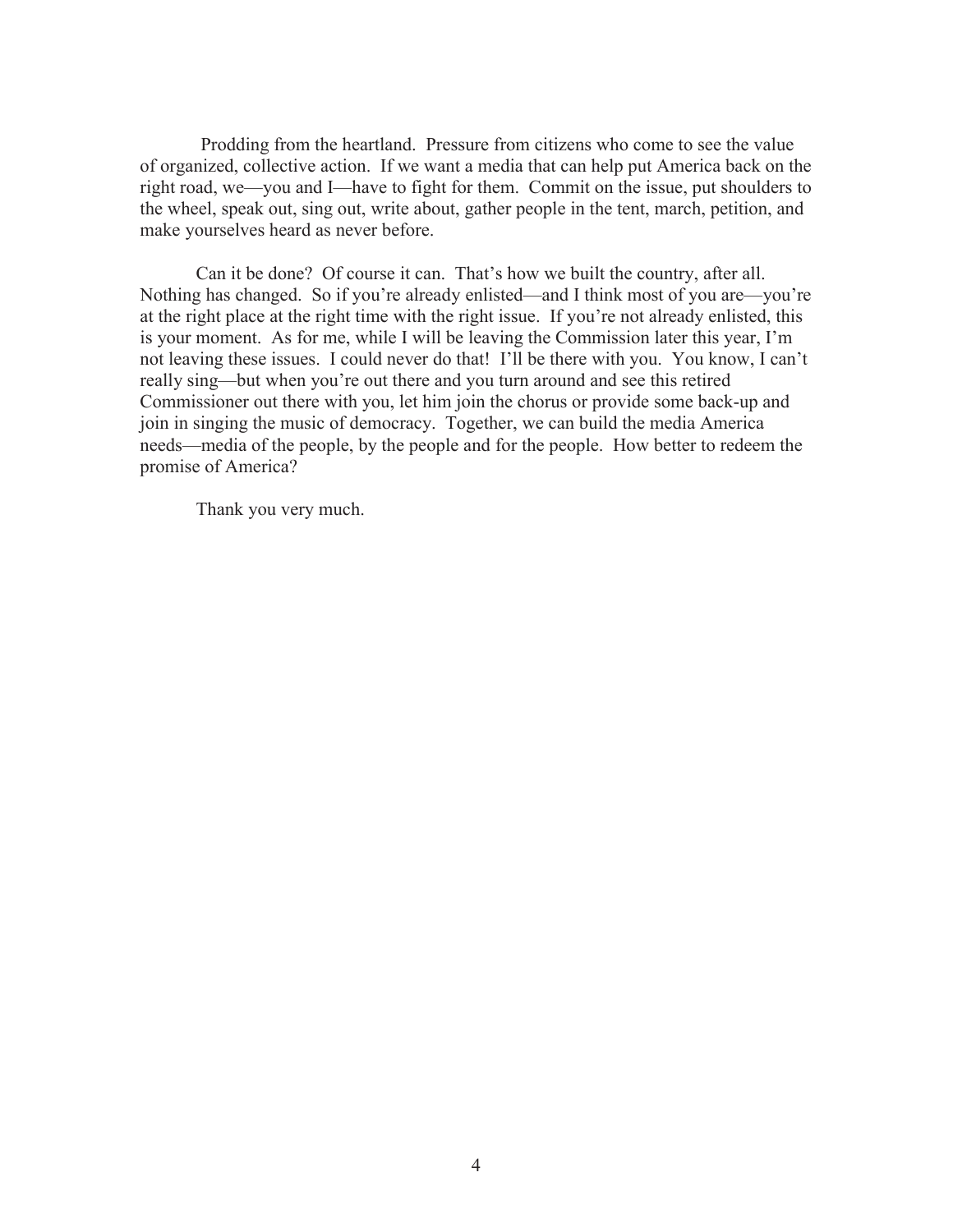Prodding from the heartland. Pressure from citizens who come to see the value of organized, collective action. If we want a media that can help put America back on the right road, we—you and I—have to fight for them. Commit on the issue, put shoulders to the wheel, speak out, sing out, write about, gather people in the tent, march, petition, and make yourselves heard as never before.

Can it be done? Of course it can. That's how we built the country, after all. Nothing has changed. So if you're already enlisted—and I think most of you are—you're at the right place at the right time with the right issue. If you're not already enlisted, this is your moment. As for me, while I will be leaving the Commission later this year, I'm not leaving these issues. I could never do that! I'll be there with you. You know, I can't really sing—but when you're out there and you turn around and see this retired Commissioner out there with you, let him join the chorus or provide some back-up and join in singing the music of democracy. Together, we can build the media America needs—media of the people, by the people and for the people. How better to redeem the promise of America?

Thank you very much.